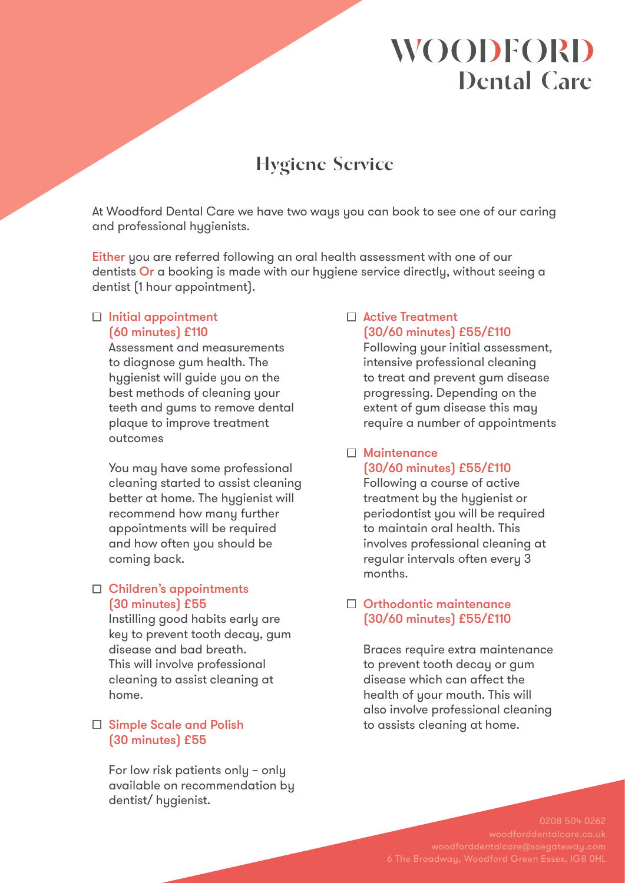# WOODFORD
## Dental Care

## Hygiene Service

At Woodford Dental Care we have two ways you can book to see one of our caring and professional hygienists.

Either you are referred following an oral health assessment with one of our dentists Or a booking is made with our hygiene service directly, without seeing a dentist (1 hour appointment).

☐ **Initial appointment (60 minutes) £110**

Assessment and measurements to diagnose gum health. The hygienist will guide you on the best methods of cleaning your teeth and gums to remove dental plaque to improve treatment outcomes

You may have some professional cleaning started to assist cleaning better at home. The hygienist will recommend how many further appointments will be required and how often you should be coming back.

☐ **Children's appointments (30 minutes) £55**

Instilling good habits early are key to prevent tooth decay, gum disease and bad breath. This will involve professional cleaning to assist cleaning at home.

☐ **Simple Scale and Polish (30 minutes) £55**

For low risk patients only – only available on recommendation by dentist/ hygienist.

☐ **Active Treatment (30/60 minutes) £55/£110**

Following your initial assessment, intensive professional cleaning to treat and prevent gum disease progressing. Depending on the extent of gum disease this may require a number of appointments

☐ **Maintenance (30/60 minutes) £55/£110**

Following a course of active treatment by the hygienist or periodontist you will be required to maintain oral health. This involves professional cleaning at regular intervals often every 3 months.

☐ **Orthodontic maintenance (30/60 minutes) £55/£110**

Braces require extra maintenance to prevent tooth decay or gum disease which can affect the health of your mouth. This will also involve professional cleaning to assists cleaning at home.

0208 504 0262
woodforddentalcare.co.uk
woodforddentalcare@soegateway.com
6 The Broadway, Woodford Green Essex, IG8 0HL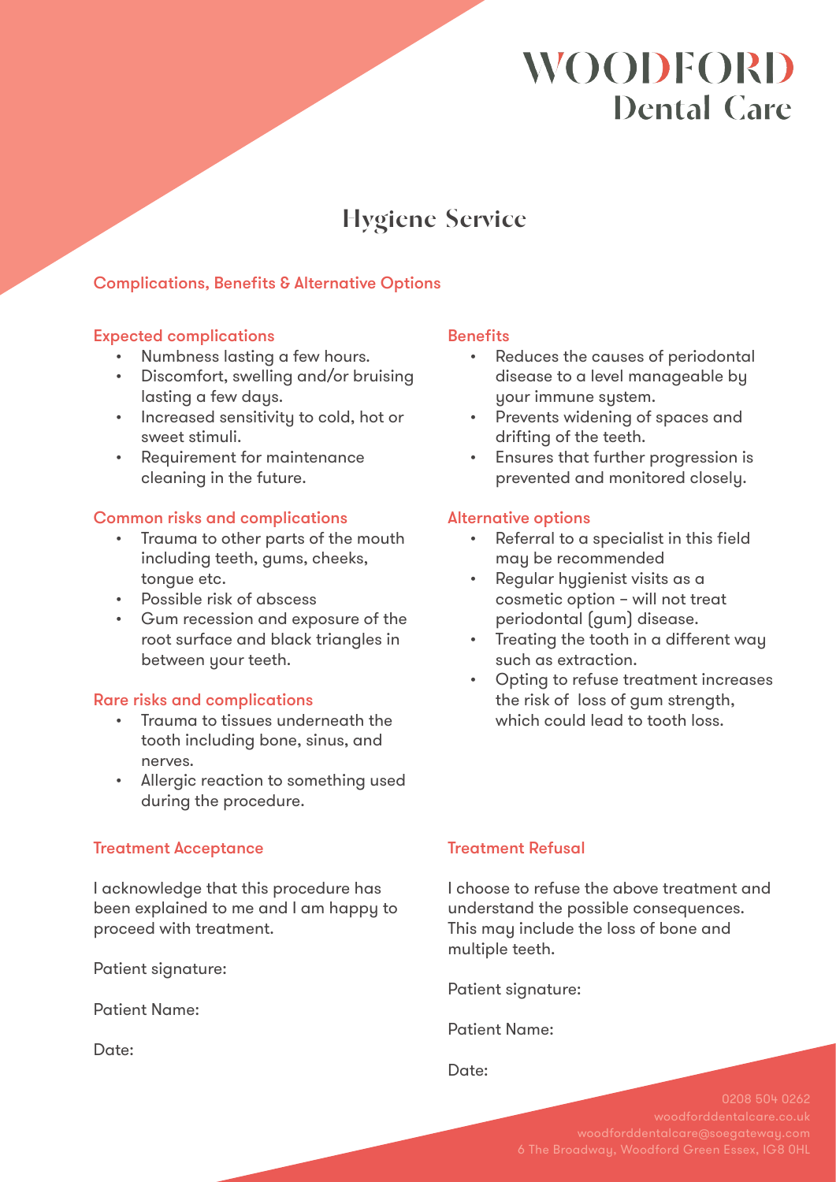# WOODFORD Dental Care

## Hygiene Service

### Complications, Benefits & Alternative Options

#### Expected complications

- Numbness lasting a few hours.
- Discomfort, swelling and/or bruising lasting a few days.
- Increased sensitivity to cold, hot or sweet stimuli.
- Requirement for maintenance cleaning in the future.

#### Common risks and complications

- Trauma to other parts of the mouth including teeth, gums, cheeks, tongue etc.
- Possible risk of abscess
- Gum recession and exposure of the root surface and black triangles in between your teeth.

#### Rare risks and complications

- Trauma to tissues underneath the tooth including bone, sinus, and nerves.
- Allergic reaction to something used during the procedure.

#### Benefits

- Reduces the causes of periodontal disease to a level manageable by your immune system.
- Prevents widening of spaces and drifting of the teeth.
- Ensures that further progression is prevented and monitored closely.

#### Alternative options

- Referral to a specialist in this field may be recommended
- Regular hygienist visits as a cosmetic option – will not treat periodontal (gum) disease.
- Treating the tooth in a different way such as extraction.
- Opting to refuse treatment increases the risk of loss of gum strength, which could lead to tooth loss.

#### Treatment Acceptance

I acknowledge that this procedure has been explained to me and I am happy to proceed with treatment.

Patient signature:

Patient Name:

Date:

#### Treatment Refusal

I choose to refuse the above treatment and understand the possible consequences. This may include the loss of bone and multiple teeth.

Patient signature:

Patient Name:

Date:

0208 504 0262
woodforddentalcare.co.uk
woodforddentalcare@soegateway.com
6 The Broadway, Woodford Green Essex, IG8 0HL